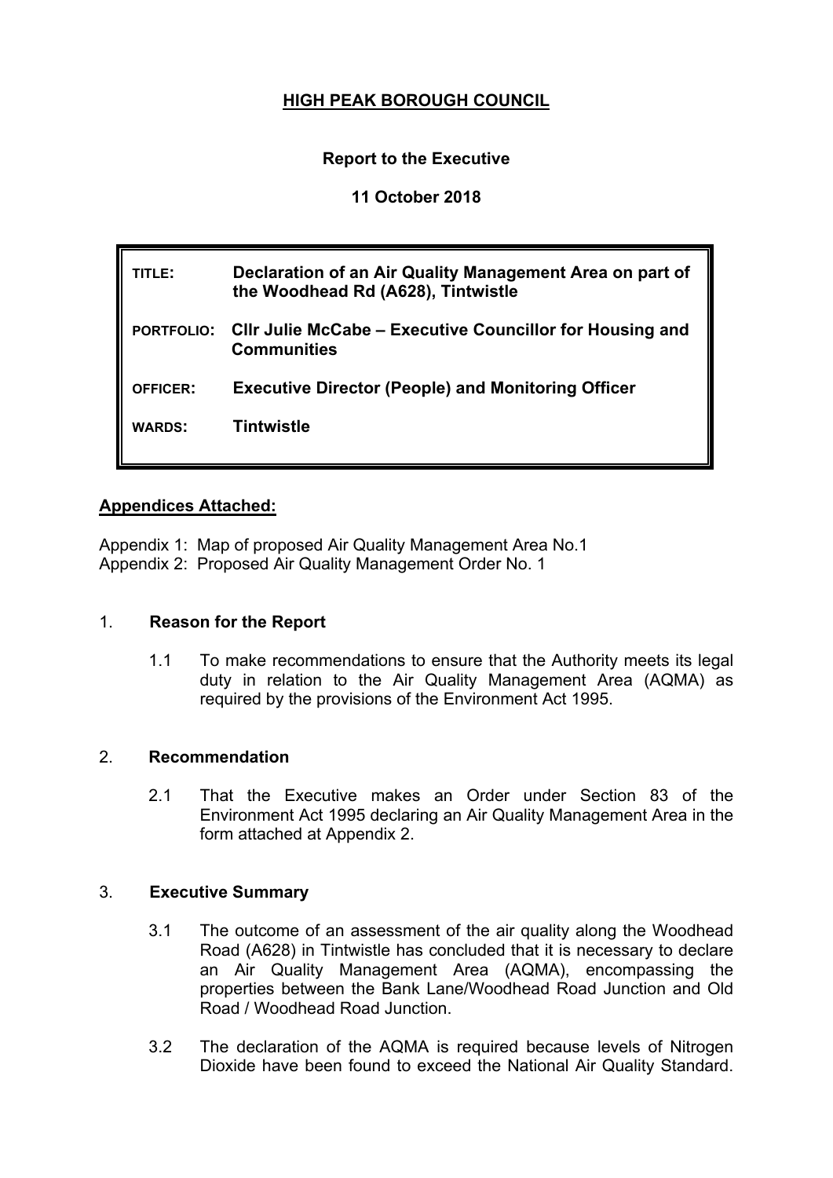**HIGH PEAK BOROUGH COUNCIL**

**Report to the Executive**

**11 October 2018**

| | |
|---|---|
| TITLE: | **Declaration of an Air Quality Management Area on part of the Woodhead Rd (A628), Tintwistle** |
| PORTFOLIO: | **Cllr Julie McCabe – Executive Councillor for Housing and Communities** |
| OFFICER: | **Executive Director (People) and Monitoring Officer** |
| WARDS: | **Tintwistle** |

**Appendices Attached:**

Appendix 1: Map of proposed Air Quality Management Area No.1
Appendix 2: Proposed Air Quality Management Order No. 1

## 1. Reason for the Report

1.1 To make recommendations to ensure that the Authority meets its legal duty in relation to the Air Quality Management Area (AQMA) as required by the provisions of the Environment Act 1995.

## 2. Recommendation

2.1 That the Executive makes an Order under Section 83 of the Environment Act 1995 declaring an Air Quality Management Area in the form attached at Appendix 2.

## 3. Executive Summary

3.1 The outcome of an assessment of the air quality along the Woodhead Road (A628) in Tintwistle has concluded that it is necessary to declare an Air Quality Management Area (AQMA), encompassing the properties between the Bank Lane/Woodhead Road Junction and Old Road / Woodhead Road Junction.

3.2 The declaration of the AQMA is required because levels of Nitrogen Dioxide have been found to exceed the National Air Quality Standard.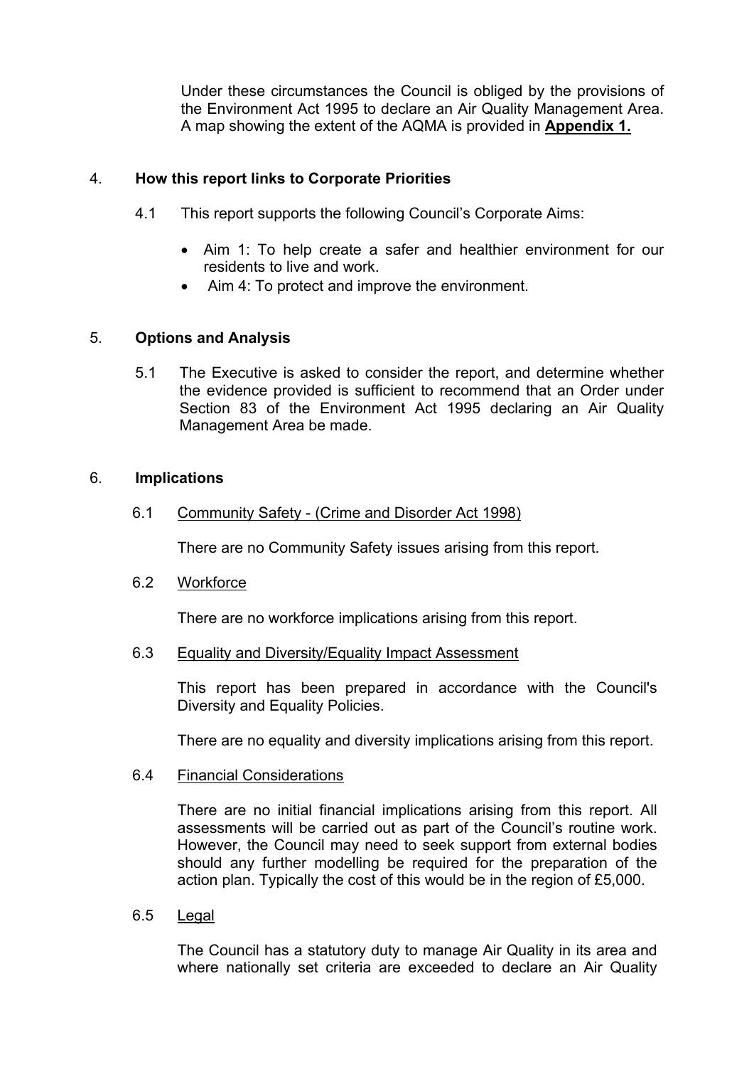Under these circumstances the Council is obliged by the provisions of the Environment Act 1995 to declare an Air Quality Management Area. A map showing the extent of the AQMA is provided in **Appendix 1.**

## 4. How this report links to Corporate Priorities

4.1 This report supports the following Council's Corporate Aims:

- Aim 1: To help create a safer and healthier environment for our residents to live and work.
- Aim 4: To protect and improve the environment.

## 5. Options and Analysis

5.1 The Executive is asked to consider the report, and determine whether the evidence provided is sufficient to recommend that an Order under Section 83 of the Environment Act 1995 declaring an Air Quality Management Area be made.

## 6. Implications

6.1 Community Safety - (Crime and Disorder Act 1998)

There are no Community Safety issues arising from this report.

6.2 Workforce

There are no workforce implications arising from this report.

6.3 Equality and Diversity/Equality Impact Assessment

This report has been prepared in accordance with the Council's Diversity and Equality Policies.

There are no equality and diversity implications arising from this report.

6.4 Financial Considerations

There are no initial financial implications arising from this report. All assessments will be carried out as part of the Council's routine work. However, the Council may need to seek support from external bodies should any further modelling be required for the preparation of the action plan. Typically the cost of this would be in the region of £5,000.

6.5 Legal

The Council has a statutory duty to manage Air Quality in its area and where nationally set criteria are exceeded to declare an Air Quality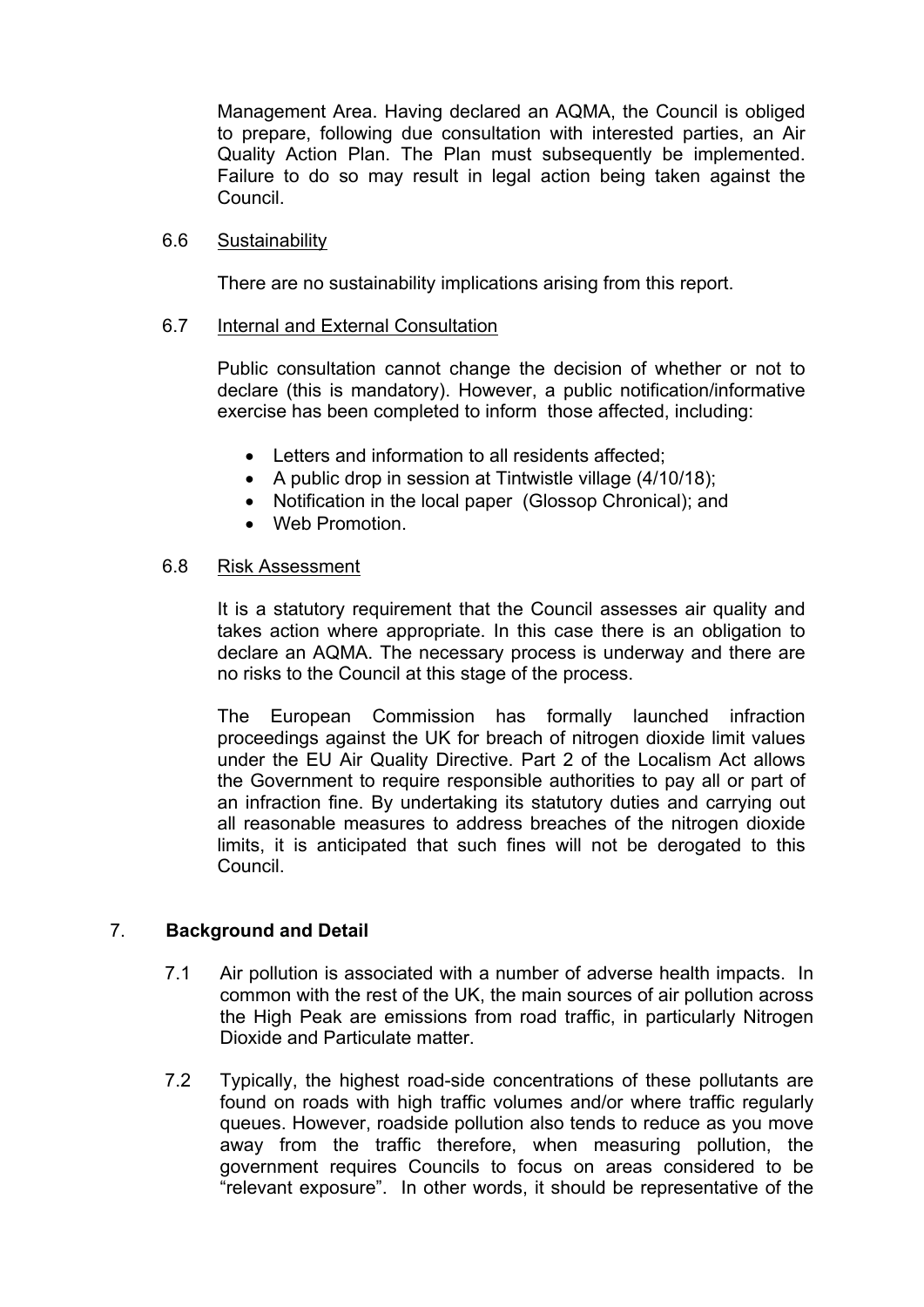Management Area. Having declared an AQMA, the Council is obliged to prepare, following due consultation with interested parties, an Air Quality Action Plan. The Plan must subsequently be implemented. Failure to do so may result in legal action being taken against the Council.

6.6 Sustainability

There are no sustainability implications arising from this report.

6.7 Internal and External Consultation

Public consultation cannot change the decision of whether or not to declare (this is mandatory). However, a public notification/informative exercise has been completed to inform those affected, including:

- Letters and information to all residents affected;
- A public drop in session at Tintwistle village (4/10/18);
- Notification in the local paper (Glossop Chronical); and
- Web Promotion.

6.8 Risk Assessment

It is a statutory requirement that the Council assesses air quality and takes action where appropriate. In this case there is an obligation to declare an AQMA. The necessary process is underway and there are no risks to the Council at this stage of the process.

The European Commission has formally launched infraction proceedings against the UK for breach of nitrogen dioxide limit values under the EU Air Quality Directive. Part 2 of the Localism Act allows the Government to require responsible authorities to pay all or part of an infraction fine. By undertaking its statutory duties and carrying out all reasonable measures to address breaches of the nitrogen dioxide limits, it is anticipated that such fines will not be derogated to this Council.

## 7. Background and Detail

7.1 Air pollution is associated with a number of adverse health impacts. In common with the rest of the UK, the main sources of air pollution across the High Peak are emissions from road traffic, in particularly Nitrogen Dioxide and Particulate matter.

7.2 Typically, the highest road-side concentrations of these pollutants are found on roads with high traffic volumes and/or where traffic regularly queues. However, roadside pollution also tends to reduce as you move away from the traffic therefore, when measuring pollution, the government requires Councils to focus on areas considered to be "relevant exposure". In other words, it should be representative of the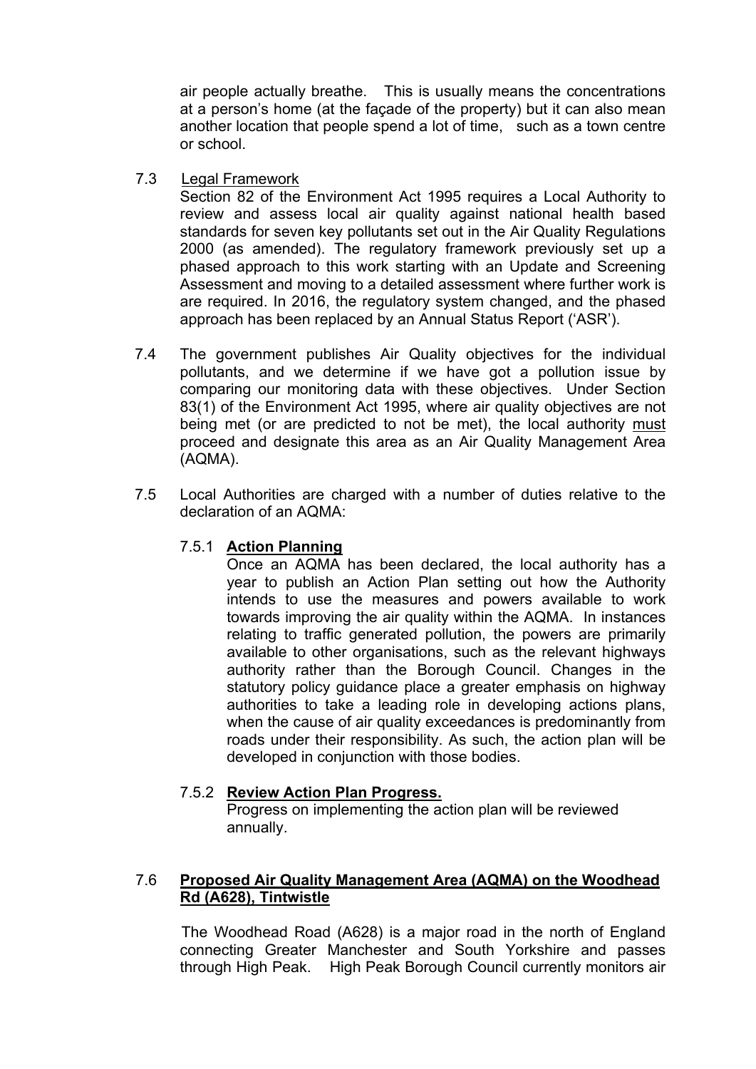air people actually breathe. This is usually means the concentrations at a person's home (at the façade of the property) but it can also mean another location that people spend a lot of time, such as a town centre or school.

7.3 Legal Framework

Section 82 of the Environment Act 1995 requires a Local Authority to review and assess local air quality against national health based standards for seven key pollutants set out in the Air Quality Regulations 2000 (as amended). The regulatory framework previously set up a phased approach to this work starting with an Update and Screening Assessment and moving to a detailed assessment where further work is are required. In 2016, the regulatory system changed, and the phased approach has been replaced by an Annual Status Report ('ASR').

7.4 The government publishes Air Quality objectives for the individual pollutants, and we determine if we have got a pollution issue by comparing our monitoring data with these objectives. Under Section 83(1) of the Environment Act 1995, where air quality objectives are not being met (or are predicted to not be met), the local authority must proceed and designate this area as an Air Quality Management Area (AQMA).

7.5 Local Authorities are charged with a number of duties relative to the declaration of an AQMA:

7.5.1 **Action Planning**

Once an AQMA has been declared, the local authority has a year to publish an Action Plan setting out how the Authority intends to use the measures and powers available to work towards improving the air quality within the AQMA. In instances relating to traffic generated pollution, the powers are primarily available to other organisations, such as the relevant highways authority rather than the Borough Council. Changes in the statutory policy guidance place a greater emphasis on highway authorities to take a leading role in developing actions plans, when the cause of air quality exceedances is predominantly from roads under their responsibility. As such, the action plan will be developed in conjunction with those bodies.

7.5.2 **Review Action Plan Progress.**

Progress on implementing the action plan will be reviewed annually.

7.6 **Proposed Air Quality Management Area (AQMA) on the Woodhead Rd (A628), Tintwistle**

The Woodhead Road (A628) is a major road in the north of England connecting Greater Manchester and South Yorkshire and passes through High Peak. High Peak Borough Council currently monitors air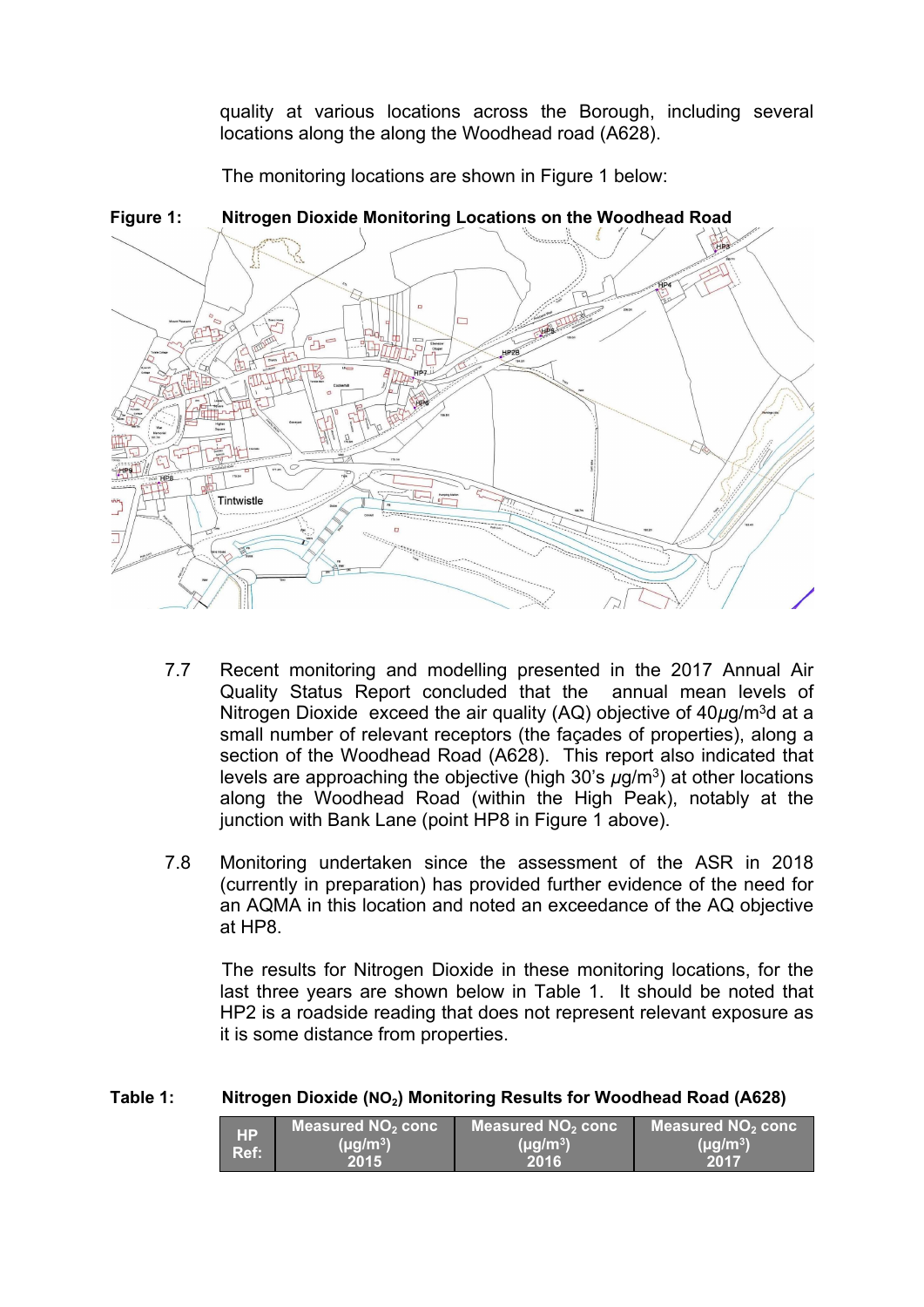quality at various locations across the Borough, including several locations along the along the Woodhead road (A628).

The monitoring locations are shown in Figure 1 below:

**Figure 1: Nitrogen Dioxide Monitoring Locations on the Woodhead Road**

7.7 Recent monitoring and modelling presented in the 2017 Annual Air Quality Status Report concluded that the annual mean levels of Nitrogen Dioxide exceed the air quality (AQ) objective of 40$\mu$g/m$^3$d at a small number of relevant receptors (the façades of properties), along a section of the Woodhead Road (A628). This report also indicated that levels are approaching the objective (high 30's $\mu$g/m$^3$) at other locations along the Woodhead Road (within the High Peak), notably at the junction with Bank Lane (point HP8 in Figure 1 above).

7.8 Monitoring undertaken since the assessment of the ASR in 2018 (currently in preparation) has provided further evidence of the need for an AQMA in this location and noted an exceedance of the AQ objective at HP8.

The results for Nitrogen Dioxide in these monitoring locations, for the last three years are shown below in Table 1. It should be noted that HP2 is a roadside reading that does not represent relevant exposure as it is some distance from properties.

**Table 1: Nitrogen Dioxide ($NO_2$) Monitoring Results for Woodhead Road (A628)**

| HP Ref: | Measured $NO_2$ conc ($\mu$g/m$^3$) 2015 | Measured $NO_2$ conc ($\mu$g/m$^3$) 2016 | Measured $NO_2$ conc ($\mu$g/m$^3$) 2017 |
|---|---|---|---|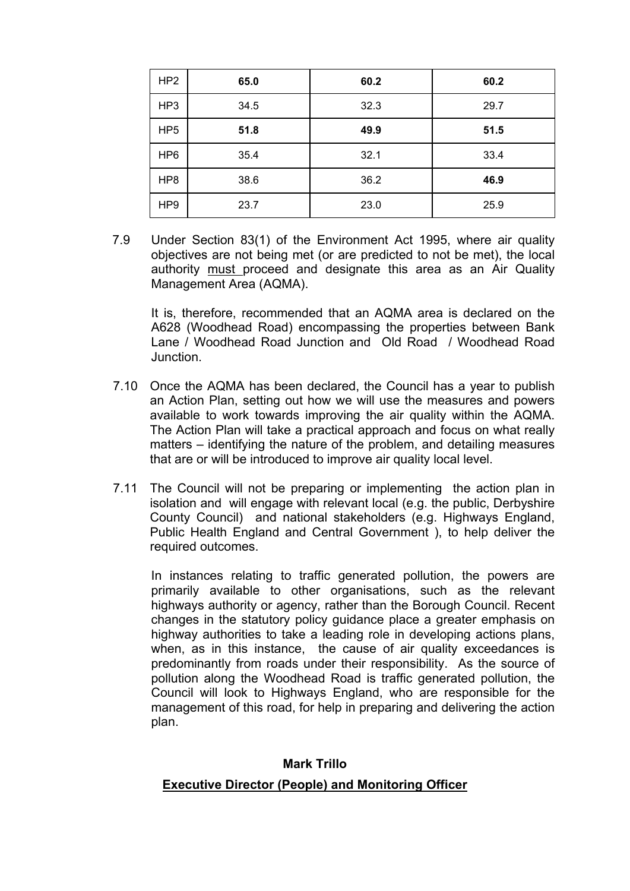| | | | |
|---|---|---|---|
| HP2 | **65.0** | **60.2** | **60.2** |
| HP3 | 34.5 | 32.3 | 29.7 |
| HP5 | **51.8** | **49.9** | **51.5** |
| HP6 | 35.4 | 32.1 | 33.4 |
| HP8 | 38.6 | 36.2 | **46.9** |
| HP9 | 23.7 | 23.0 | 25.9 |

7.9 Under Section 83(1) of the Environment Act 1995, where air quality objectives are not being met (or are predicted to not be met), the local authority <u>must</u> proceed and designate this area as an Air Quality Management Area (AQMA).

It is, therefore, recommended that an AQMA area is declared on the A628 (Woodhead Road) encompassing the properties between Bank Lane / Woodhead Road Junction and Old Road / Woodhead Road Junction.

7.10 Once the AQMA has been declared, the Council has a year to publish an Action Plan, setting out how we will use the measures and powers available to work towards improving the air quality within the AQMA. The Action Plan will take a practical approach and focus on what really matters – identifying the nature of the problem, and detailing measures that are or will be introduced to improve air quality local level.

7.11 The Council will not be preparing or implementing the action plan in isolation and will engage with relevant local (e.g. the public, Derbyshire County Council) and national stakeholders (e.g. Highways England, Public Health England and Central Government ), to help deliver the required outcomes.

In instances relating to traffic generated pollution, the powers are primarily available to other organisations, such as the relevant highways authority or agency, rather than the Borough Council. Recent changes in the statutory policy guidance place a greater emphasis on highway authorities to take a leading role in developing actions plans, when, as in this instance, the cause of air quality exceedances is predominantly from roads under their responsibility. As the source of pollution along the Woodhead Road is traffic generated pollution, the Council will look to Highways England, who are responsible for the management of this road, for help in preparing and delivering the action plan.

**Mark Trillo**

**<u>Executive Director (People) and Monitoring Officer</u>**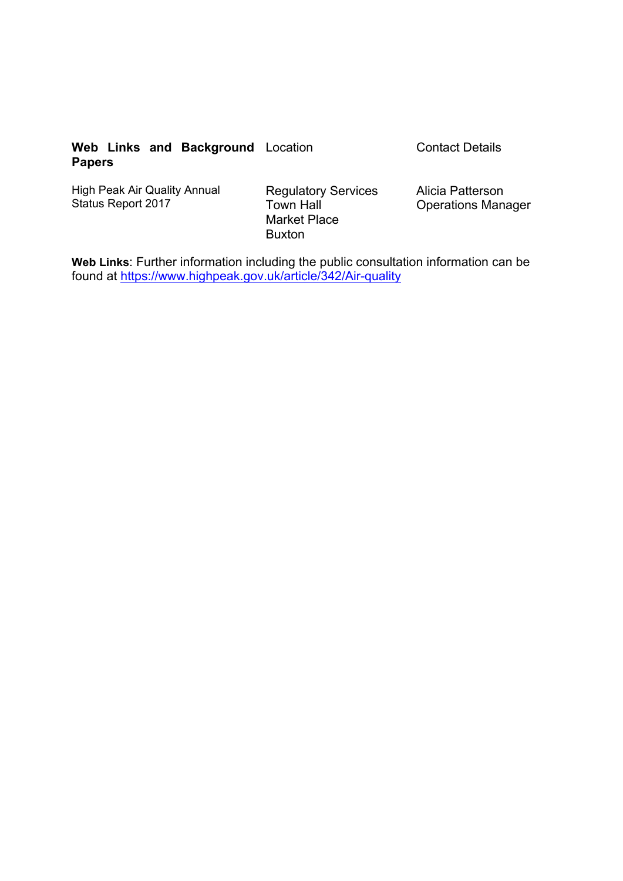| **Web Links and Background Papers** | Location | Contact Details |
| --- | --- | --- |
| High Peak Air Quality Annual Status Report 2017 | Regulatory Services<br>Town Hall<br>Market Place<br>Buxton | Alicia Patterson<br>Operations Manager |

**Web Links**: Further information including the public consultation information can be found at https://www.highpeak.gov.uk/article/342/Air-quality